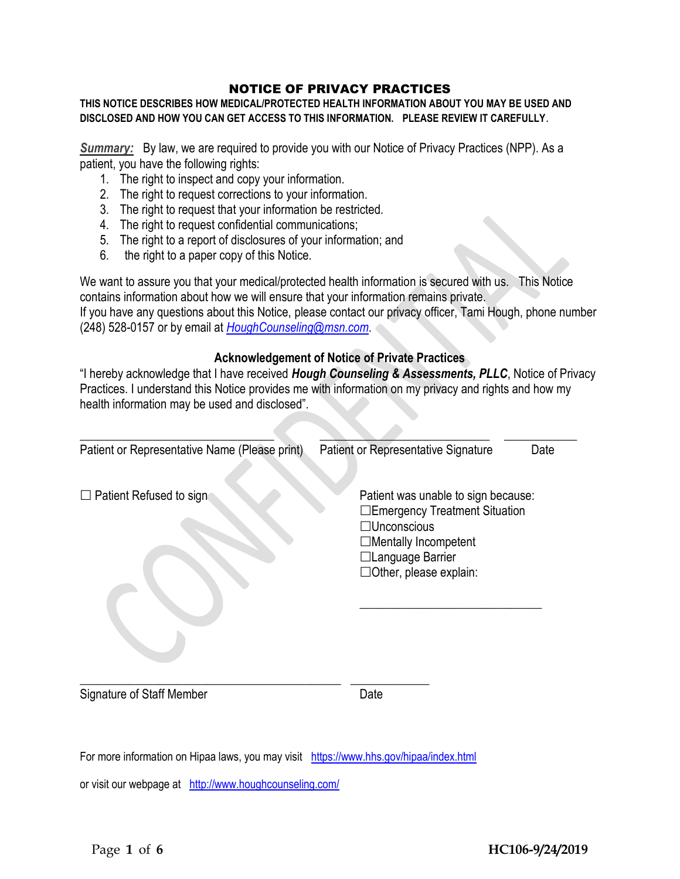# NOTICE OF PRIVACY PRACTICES

**THIS NOTICE DESCRIBES HOW MEDICAL/PROTECTED HEALTH INFORMATION ABOUT YOU MAY BE USED AND DISCLOSED AND HOW YOU CAN GET ACCESS TO THIS INFORMATION. PLEASE REVIEW IT CAREFULLY.**

***Summary:*** By law, we are required to provide you with our Notice of Privacy Practices (NPP). As a patient, you have the following rights:

1. The right to inspect and copy your information.
2. The right to request corrections to your information.
3. The right to request that your information be restricted.
4. The right to request confidential communications;
5. The right to a report of disclosures of your information; and
6. the right to a paper copy of this Notice.

We want to assure you that your medical/protected health information is secured with us. This Notice contains information about how we will ensure that your information remains private.
If you have any questions about this Notice, please contact our privacy officer, Tami Hough, phone number (248) 528-0157 or by email at HoughCounseling@msn.com.

### Acknowledgement of Notice of Private Practices

"I hereby acknowledge that I have received ***Hough Counseling & Assessments, PLLC***, Notice of Privacy Practices. I understand this Notice provides me with information on my privacy and rights and how my health information may be used and disclosed".

\_\_\_\_\_\_\_\_\_\_\_\_\_\_\_\_\_\_\_\_\_\_\_\_\_\_\_\_\_\_ \_\_\_\_\_\_\_\_\_\_\_\_\_\_\_\_\_\_\_\_\_\_\_\_\_\_\_\_ \_\_\_\_\_\_\_\_\_\_\_\_
Patient or Representative Name (Please print) Patient or Representative Signature Date

☐ Patient Refused to sign

Patient was unable to sign because:
☐Emergency Treatment Situation
☐Unconscious
☐Mentally Incompetent
☐Language Barrier
☐Other, please explain:

\_\_\_\_\_\_\_\_\_\_\_\_\_\_\_\_\_\_\_\_\_\_\_\_\_\_\_\_

\_\_\_\_\_\_\_\_\_\_\_\_\_\_\_\_\_\_\_\_\_\_\_\_\_\_\_\_\_\_\_\_\_\_\_\_\_\_\_\_ \_\_\_\_\_\_\_\_\_\_\_\_
Signature of Staff Member Date

For more information on Hipaa laws, you may visit https://www.hhs.gov/hipaa/index.html

or visit our webpage at http://www.houghcounseling.com/

HC106-9/24/2019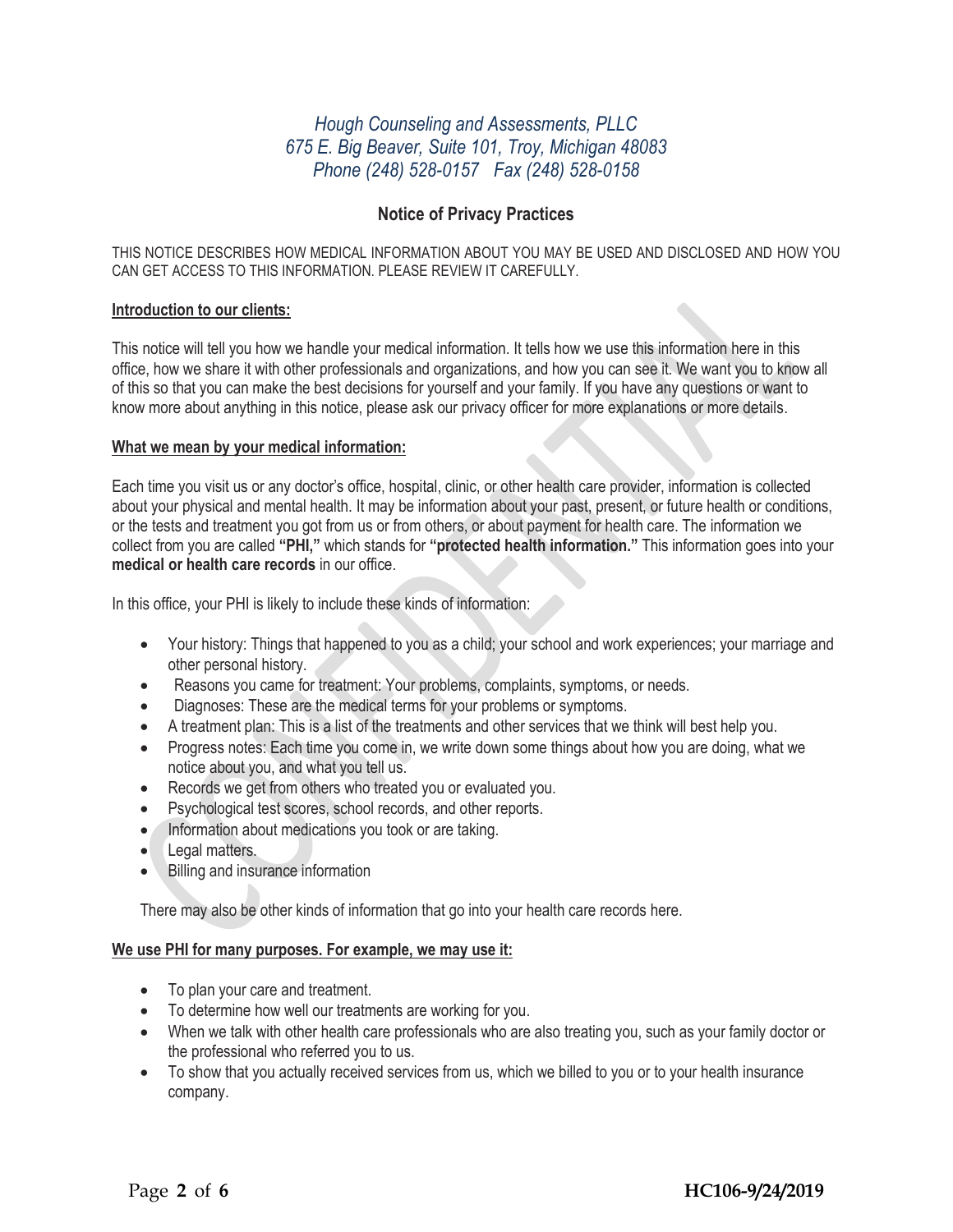*Hough Counseling and Assessments, PLLC*
*675 E. Big Beaver, Suite 101, Troy, Michigan 48083*
*Phone (248) 528-0157 Fax (248) 528-0158*

## Notice of Privacy Practices

THIS NOTICE DESCRIBES HOW MEDICAL INFORMATION ABOUT YOU MAY BE USED AND DISCLOSED AND HOW YOU CAN GET ACCESS TO THIS INFORMATION. PLEASE REVIEW IT CAREFULLY.

**Introduction to our clients:**

This notice will tell you how we handle your medical information. It tells how we use this information here in this office, how we share it with other professionals and organizations, and how you can see it. We want you to know all of this so that you can make the best decisions for yourself and your family. If you have any questions or want to know more about anything in this notice, please ask our privacy officer for more explanations or more details.

**What we mean by your medical information:**

Each time you visit us or any doctor's office, hospital, clinic, or other health care provider, information is collected about your physical and mental health. It may be information about your past, present, or future health or conditions, or the tests and treatment you got from us or from others, or about payment for health care. The information we collect from you are called **"PHI,"** which stands for **"protected health information."** This information goes into your **medical or health care records** in our office.

In this office, your PHI is likely to include these kinds of information:

- Your history: Things that happened to you as a child; your school and work experiences; your marriage and other personal history.
- Reasons you came for treatment: Your problems, complaints, symptoms, or needs.
- Diagnoses: These are the medical terms for your problems or symptoms.
- A treatment plan: This is a list of the treatments and other services that we think will best help you.
- Progress notes: Each time you come in, we write down some things about how you are doing, what we notice about you, and what you tell us.
- Records we get from others who treated you or evaluated you.
- Psychological test scores, school records, and other reports.
- Information about medications you took or are taking.
- Legal matters.
- Billing and insurance information

There may also be other kinds of information that go into your health care records here.

**We use PHI for many purposes. For example, we may use it:**

- To plan your care and treatment.
- To determine how well our treatments are working for you.
- When we talk with other health care professionals who are also treating you, such as your family doctor or the professional who referred you to us.
- To show that you actually received services from us, which we billed to you or to your health insurance company.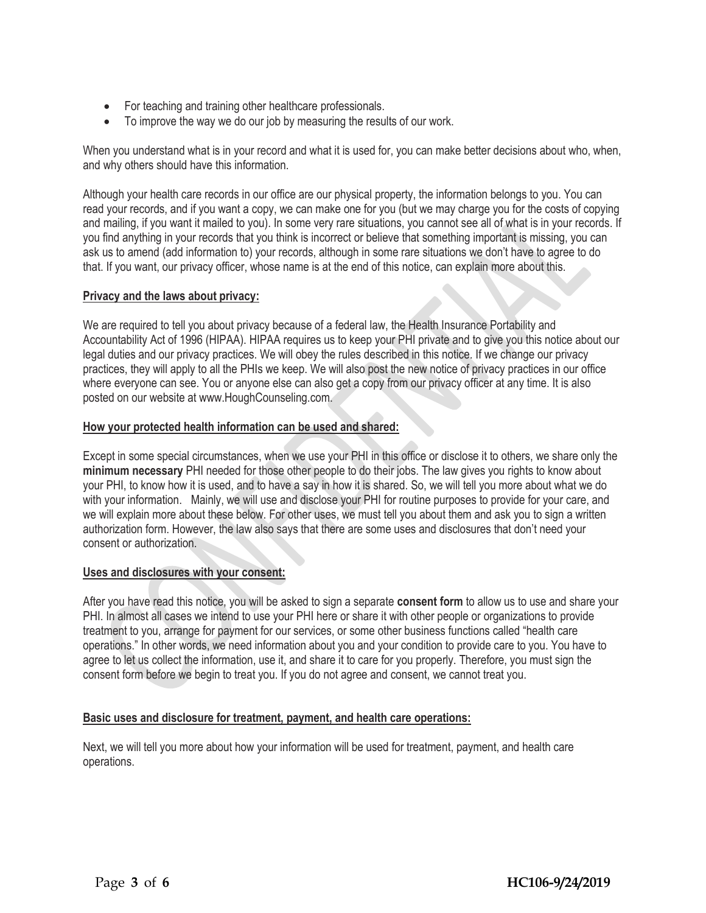- For teaching and training other healthcare professionals.
- To improve the way we do our job by measuring the results of our work.

When you understand what is in your record and what it is used for, you can make better decisions about who, when, and why others should have this information.

Although your health care records in our office are our physical property, the information belongs to you. You can read your records, and if you want a copy, we can make one for you (but we may charge you for the costs of copying and mailing, if you want it mailed to you). In some very rare situations, you cannot see all of what is in your records. If you find anything in your records that you think is incorrect or believe that something important is missing, you can ask us to amend (add information to) your records, although in some rare situations we don't have to agree to do that. If you want, our privacy officer, whose name is at the end of this notice, can explain more about this.

**Privacy and the laws about privacy:**

We are required to tell you about privacy because of a federal law, the Health Insurance Portability and Accountability Act of 1996 (HIPAA). HIPAA requires us to keep your PHI private and to give you this notice about our legal duties and our privacy practices. We will obey the rules described in this notice. If we change our privacy practices, they will apply to all the PHIs we keep. We will also post the new notice of privacy practices in our office where everyone can see. You or anyone else can also get a copy from our privacy officer at any time. It is also posted on our website at www.HoughCounseling.com.

**How your protected health information can be used and shared:**

Except in some special circumstances, when we use your PHI in this office or disclose it to others, we share only the **minimum necessary** PHI needed for those other people to do their jobs. The law gives you rights to know about your PHI, to know how it is used, and to have a say in how it is shared. So, we will tell you more about what we do with your information. Mainly, we will use and disclose your PHI for routine purposes to provide for your care, and we will explain more about these below. For other uses, we must tell you about them and ask you to sign a written authorization form. However, the law also says that there are some uses and disclosures that don't need your consent or authorization.

**Uses and disclosures with your consent:**

After you have read this notice, you will be asked to sign a separate **consent form** to allow us to use and share your PHI. In almost all cases we intend to use your PHI here or share it with other people or organizations to provide treatment to you, arrange for payment for our services, or some other business functions called "health care operations." In other words, we need information about you and your condition to provide care to you. You have to agree to let us collect the information, use it, and share it to care for you properly. Therefore, you must sign the consent form before we begin to treat you. If you do not agree and consent, we cannot treat you.

**Basic uses and disclosure for treatment, payment, and health care operations:**

Next, we will tell you more about how your information will be used for treatment, payment, and health care operations.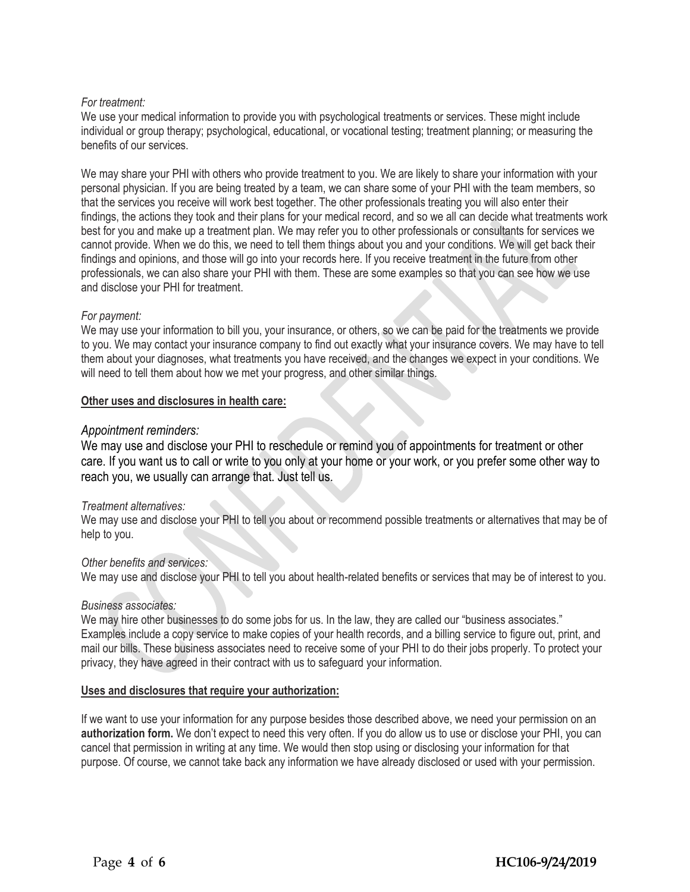*For treatment:*
We use your medical information to provide you with psychological treatments or services. These might include individual or group therapy; psychological, educational, or vocational testing; treatment planning; or measuring the benefits of our services.

We may share your PHI with others who provide treatment to you. We are likely to share your information with your personal physician. If you are being treated by a team, we can share some of your PHI with the team members, so that the services you receive will work best together. The other professionals treating you will also enter their findings, the actions they took and their plans for your medical record, and so we all can decide what treatments work best for you and make up a treatment plan. We may refer you to other professionals or consultants for services we cannot provide. When we do this, we need to tell them things about you and your conditions. We will get back their findings and opinions, and those will go into your records here. If you receive treatment in the future from other professionals, we can also share your PHI with them. These are some examples so that you can see how we use and disclose your PHI for treatment.

*For payment:*
We may use your information to bill you, your insurance, or others, so we can be paid for the treatments we provide to you. We may contact your insurance company to find out exactly what your insurance covers. We may have to tell them about your diagnoses, what treatments you have received, and the changes we expect in your conditions. We will need to tell them about how we met your progress, and other similar things.

**Other uses and disclosures in health care:**

*Appointment reminders:*
We may use and disclose your PHI to reschedule or remind you of appointments for treatment or other care. If you want us to call or write to you only at your home or your work, or you prefer some other way to reach you, we usually can arrange that. Just tell us.

*Treatment alternatives:*
We may use and disclose your PHI to tell you about or recommend possible treatments or alternatives that may be of help to you.

*Other benefits and services:*
We may use and disclose your PHI to tell you about health-related benefits or services that may be of interest to you.

*Business associates:*
We may hire other businesses to do some jobs for us. In the law, they are called our "business associates." Examples include a copy service to make copies of your health records, and a billing service to figure out, print, and mail our bills. These business associates need to receive some of your PHI to do their jobs properly. To protect your privacy, they have agreed in their contract with us to safeguard your information.

**Uses and disclosures that require your authorization:**

If we want to use your information for any purpose besides those described above, we need your permission on an **authorization form.** We don't expect to need this very often. If you do allow us to use or disclose your PHI, you can cancel that permission in writing at any time. We would then stop using or disclosing your information for that purpose. Of course, we cannot take back any information we have already disclosed or used with your permission.

HC106-9/24/2019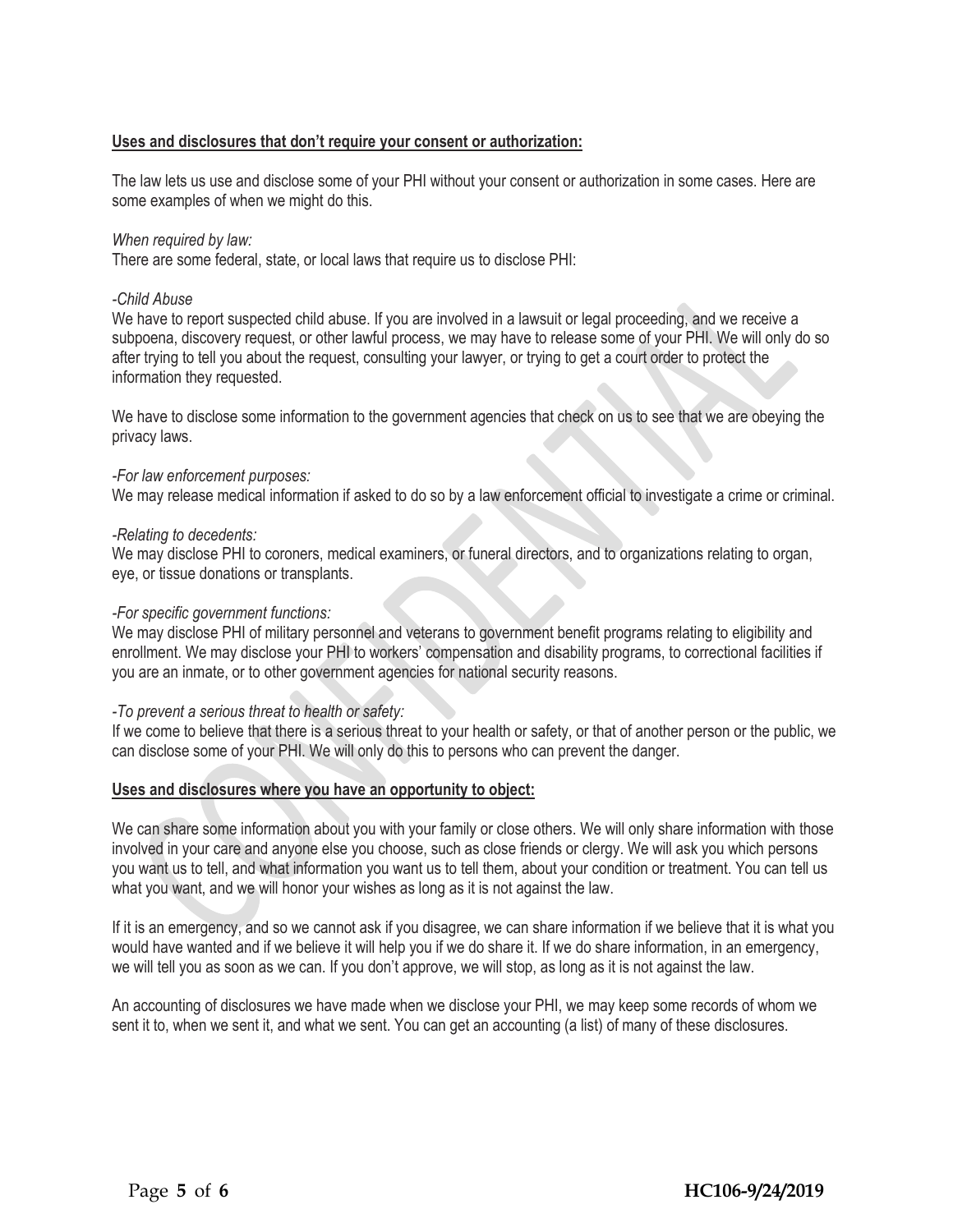**Uses and disclosures that don't require your consent or authorization:**

The law lets us use and disclose some of your PHI without your consent or authorization in some cases. Here are some examples of when we might do this.

*When required by law:*
There are some federal, state, or local laws that require us to disclose PHI:

*-Child Abuse*
We have to report suspected child abuse. If you are involved in a lawsuit or legal proceeding, and we receive a subpoena, discovery request, or other lawful process, we may have to release some of your PHI. We will only do so after trying to tell you about the request, consulting your lawyer, or trying to get a court order to protect the information they requested.

We have to disclose some information to the government agencies that check on us to see that we are obeying the privacy laws.

*-For law enforcement purposes:*
We may release medical information if asked to do so by a law enforcement official to investigate a crime or criminal.

*-Relating to decedents:*
We may disclose PHI to coroners, medical examiners, or funeral directors, and to organizations relating to organ, eye, or tissue donations or transplants.

*-For specific government functions:*
We may disclose PHI of military personnel and veterans to government benefit programs relating to eligibility and enrollment. We may disclose your PHI to workers' compensation and disability programs, to correctional facilities if you are an inmate, or to other government agencies for national security reasons.

*-To prevent a serious threat to health or safety:*
If we come to believe that there is a serious threat to your health or safety, or that of another person or the public, we can disclose some of your PHI. We will only do this to persons who can prevent the danger.

**Uses and disclosures where you have an opportunity to object:**

We can share some information about you with your family or close others. We will only share information with those involved in your care and anyone else you choose, such as close friends or clergy. We will ask you which persons you want us to tell, and what information you want us to tell them, about your condition or treatment. You can tell us what you want, and we will honor your wishes as long as it is not against the law.

If it is an emergency, and so we cannot ask if you disagree, we can share information if we believe that it is what you would have wanted and if we believe it will help you if we do share it. If we do share information, in an emergency, we will tell you as soon as we can. If you don't approve, we will stop, as long as it is not against the law.

An accounting of disclosures we have made when we disclose your PHI, we may keep some records of whom we sent it to, when we sent it, and what we sent. You can get an accounting (a list) of many of these disclosures.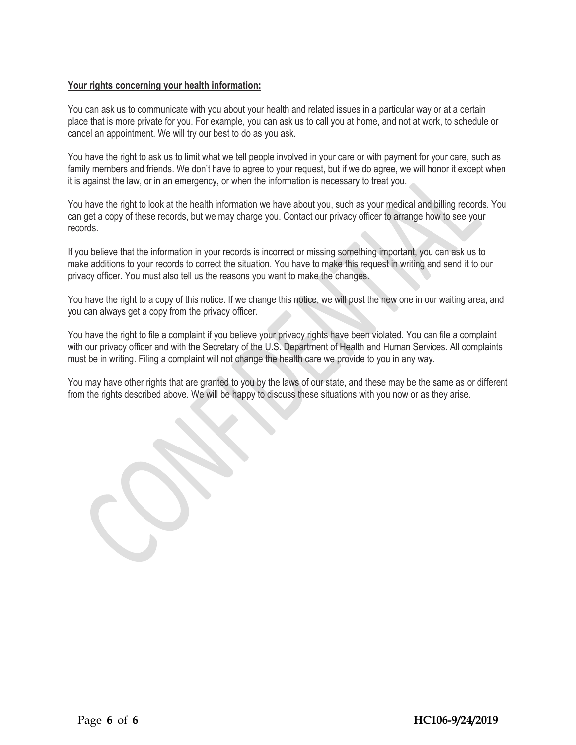**Your rights concerning your health information:**

You can ask us to communicate with you about your health and related issues in a particular way or at a certain place that is more private for you. For example, you can ask us to call you at home, and not at work, to schedule or cancel an appointment. We will try our best to do as you ask.

You have the right to ask us to limit what we tell people involved in your care or with payment for your care, such as family members and friends. We don't have to agree to your request, but if we do agree, we will honor it except when it is against the law, or in an emergency, or when the information is necessary to treat you.

You have the right to look at the health information we have about you, such as your medical and billing records. You can get a copy of these records, but we may charge you. Contact our privacy officer to arrange how to see your records.

If you believe that the information in your records is incorrect or missing something important, you can ask us to make additions to your records to correct the situation. You have to make this request in writing and send it to our privacy officer. You must also tell us the reasons you want to make the changes.

You have the right to a copy of this notice. If we change this notice, we will post the new one in our waiting area, and you can always get a copy from the privacy officer.

You have the right to file a complaint if you believe your privacy rights have been violated. You can file a complaint with our privacy officer and with the Secretary of the U.S. Department of Health and Human Services. All complaints must be in writing. Filing a complaint will not change the health care we provide to you in any way.

You may have other rights that are granted to you by the laws of our state, and these may be the same as or different from the rights described above. We will be happy to discuss these situations with you now or as they arise.